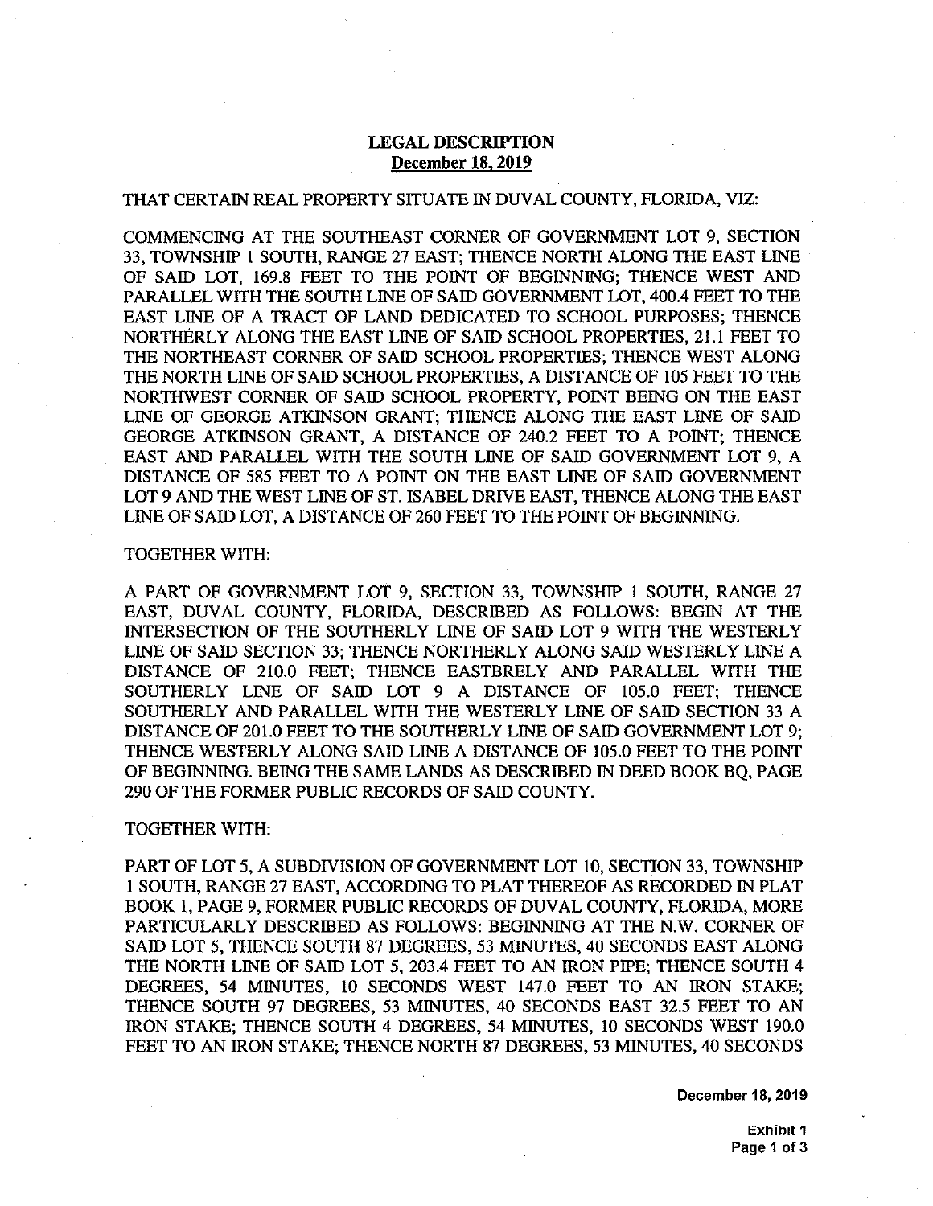**LEGAL DESCRIPTION**
**December 18, 2019**

THAT CERTAIN REAL PROPERTY SITUATE IN DUVAL COUNTY, FLORIDA, VIZ:

COMMENCING AT THE SOUTHEAST CORNER OF GOVERNMENT LOT 9, SECTION 33, TOWNSHIP 1 SOUTH, RANGE 27 EAST; THENCE NORTH ALONG THE EAST LINE OF SAID LOT, 169.8 FEET TO THE POINT OF BEGINNING; THENCE WEST AND PARALLEL WITH THE SOUTH LINE OF SAID GOVERNMENT LOT, 400.4 FEET TO THE EAST LINE OF A TRACT OF LAND DEDICATED TO SCHOOL PURPOSES; THENCE NORTHERLY ALONG THE EAST LINE OF SAID SCHOOL PROPERTIES, 21.1 FEET TO THE NORTHEAST CORNER OF SAID SCHOOL PROPERTIES; THENCE WEST ALONG THE NORTH LINE OF SAID SCHOOL PROPERTIES, A DISTANCE OF 105 FEET TO THE NORTHWEST CORNER OF SAID SCHOOL PROPERTY, POINT BEING ON THE EAST LINE OF GEORGE ATKINSON GRANT; THENCE ALONG THE EAST LINE OF SAID GEORGE ATKINSON GRANT, A DISTANCE OF 240.2 FEET TO A POINT; THENCE EAST AND PARALLEL WITH THE SOUTH LINE OF SAID GOVERNMENT LOT 9, A DISTANCE OF 585 FEET TO A POINT ON THE EAST LINE OF SAID GOVERNMENT LOT 9 AND THE WEST LINE OF ST. ISABEL DRIVE EAST, THENCE ALONG THE EAST LINE OF SAID LOT, A DISTANCE OF 260 FEET TO THE POINT OF BEGINNING.

TOGETHER WITH:

A PART OF GOVERNMENT LOT 9, SECTION 33, TOWNSHIP 1 SOUTH, RANGE 27 EAST, DUVAL COUNTY, FLORIDA, DESCRIBED AS FOLLOWS: BEGIN AT THE INTERSECTION OF THE SOUTHERLY LINE OF SAID LOT 9 WITH THE WESTERLY LINE OF SAID SECTION 33; THENCE NORTHERLY ALONG SAID WESTERLY LINE A DISTANCE OF 210.0 FEET; THENCE EASTBRELY AND PARALLEL WITH THE SOUTHERLY LINE OF SAID LOT 9 A DISTANCE OF 105.0 FEET; THENCE SOUTHERLY AND PARALLEL WITH THE WESTERLY LINE OF SAID SECTION 33 A DISTANCE OF 201.0 FEET TO THE SOUTHERLY LINE OF SAID GOVERNMENT LOT 9; THENCE WESTERLY ALONG SAID LINE A DISTANCE OF 105.0 FEET TO THE POINT OF BEGINNING. BEING THE SAME LANDS AS DESCRIBED IN DEED BOOK BQ, PAGE 290 OF THE FORMER PUBLIC RECORDS OF SAID COUNTY.

TOGETHER WITH:

PART OF LOT 5, A SUBDIVISION OF GOVERNMENT LOT 10, SECTION 33, TOWNSHIP 1 SOUTH, RANGE 27 EAST, ACCORDING TO PLAT THEREOF AS RECORDED IN PLAT BOOK 1, PAGE 9, FORMER PUBLIC RECORDS OF DUVAL COUNTY, FLORIDA, MORE PARTICULARLY DESCRIBED AS FOLLOWS: BEGINNING AT THE N.W. CORNER OF SAID LOT 5, THENCE SOUTH 87 DEGREES, 53 MINUTES, 40 SECONDS EAST ALONG THE NORTH LINE OF SAID LOT 5, 203.4 FEET TO AN IRON PIPE; THENCE SOUTH 4 DEGREES, 54 MINUTES, 10 SECONDS WEST 147.0 FEET TO AN IRON STAKE; THENCE SOUTH 97 DEGREES, 53 MINUTES, 40 SECONDS EAST 32.5 FEET TO AN IRON STAKE; THENCE SOUTH 4 DEGREES, 54 MINUTES, 10 SECONDS WEST 190.0 FEET TO AN IRON STAKE; THENCE NORTH 87 DEGREES, 53 MINUTES, 40 SECONDS

December 18, 2019

Exhibit 1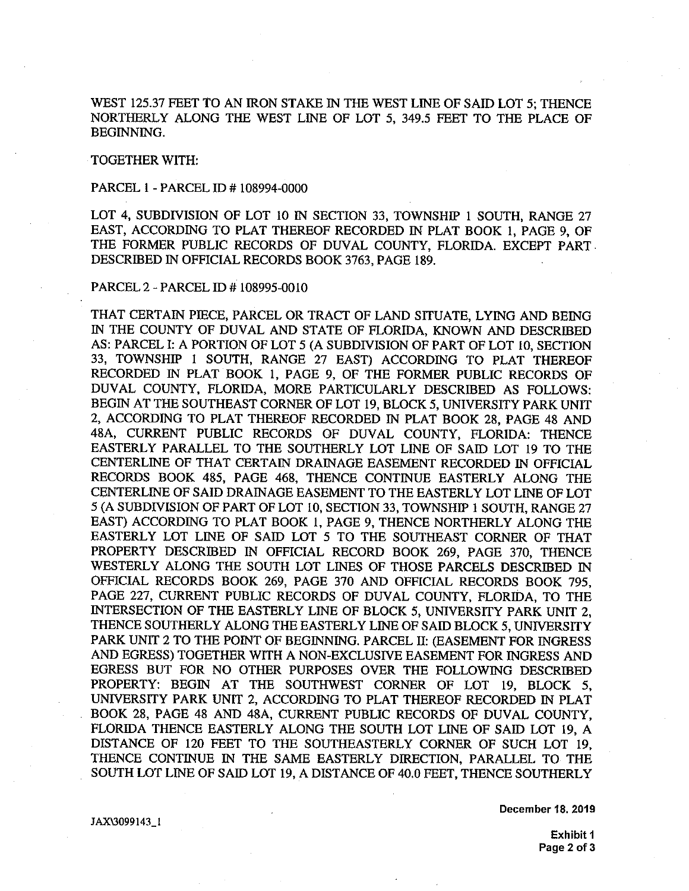WEST 125.37 FEET TO AN IRON STAKE IN THE WEST LINE OF SAID LOT 5; THENCE NORTHERLY ALONG THE WEST LINE OF LOT 5, 349.5 FEET TO THE PLACE OF BEGINNING.

TOGETHER WITH:

PARCEL 1 - PARCEL ID # 108994-0000

LOT 4, SUBDIVISION OF LOT 10 IN SECTION 33, TOWNSHIP 1 SOUTH, RANGE 27 EAST, ACCORDING TO PLAT THEREOF RECORDED IN PLAT BOOK 1, PAGE 9, OF THE FORMER PUBLIC RECORDS OF DUVAL COUNTY, FLORIDA. EXCEPT PART DESCRIBED IN OFFICIAL RECORDS BOOK 3763, PAGE 189.

PARCEL 2 - PARCEL ID # 108995-0010

THAT CERTAIN PIECE, PARCEL OR TRACT OF LAND SITUATE, LYING AND BEING IN THE COUNTY OF DUVAL AND STATE OF FLORIDA, KNOWN AND DESCRIBED AS: PARCEL I: A PORTION OF LOT 5 (A SUBDIVISION OF PART OF LOT 10, SECTION 33, TOWNSHIP 1 SOUTH, RANGE 27 EAST) ACCORDING TO PLAT THEREOF RECORDED IN PLAT BOOK 1, PAGE 9, OF THE FORMER PUBLIC RECORDS OF DUVAL COUNTY, FLORIDA, MORE PARTICULARLY DESCRIBED AS FOLLOWS: BEGIN AT THE SOUTHEAST CORNER OF LOT 19, BLOCK 5, UNIVERSITY PARK UNIT 2, ACCORDING TO PLAT THEREOF RECORDED IN PLAT BOOK 28, PAGE 48 AND 48A, CURRENT PUBLIC RECORDS OF DUVAL COUNTY, FLORIDA: THENCE EASTERLY PARALLEL TO THE SOUTHERLY LOT LINE OF SAID LOT 19 TO THE CENTERLINE OF THAT CERTAIN DRAINAGE EASEMENT RECORDED IN OFFICIAL RECORDS BOOK 485, PAGE 468, THENCE CONTINUE EASTERLY ALONG THE CENTERLINE OF SAID DRAINAGE EASEMENT TO THE EASTERLY LOT LINE OF LOT 5 (A SUBDIVISION OF PART OF LOT 10, SECTION 33, TOWNSHIP 1 SOUTH, RANGE 27 EAST) ACCORDING TO PLAT BOOK 1, PAGE 9, THENCE NORTHERLY ALONG THE EASTERLY LOT LINE OF SAID LOT 5 TO THE SOUTHEAST CORNER OF THAT PROPERTY DESCRIBED IN OFFICIAL RECORD BOOK 269, PAGE 370, THENCE WESTERLY ALONG THE SOUTH LOT LINES OF THOSE PARCELS DESCRIBED IN OFFICIAL RECORDS BOOK 269, PAGE 370 AND OFFICIAL RECORDS BOOK 795, PAGE 227, CURRENT PUBLIC RECORDS OF DUVAL COUNTY, FLORIDA, TO THE INTERSECTION OF THE EASTERLY LINE OF BLOCK 5, UNIVERSITY PARK UNIT 2, THENCE SOUTHERLY ALONG THE EASTERLY LINE OF SAID BLOCK 5, UNIVERSITY PARK UNIT 2 TO THE POINT OF BEGINNING. PARCEL II: (EASEMENT FOR INGRESS AND EGRESS) TOGETHER WITH A NON-EXCLUSIVE EASEMENT FOR INGRESS AND EGRESS BUT FOR NO OTHER PURPOSES OVER THE FOLLOWING DESCRIBED PROPERTY: BEGIN AT THE SOUTHWEST CORNER OF LOT 19, BLOCK 5, UNIVERSITY PARK UNIT 2, ACCORDING TO PLAT THEREOF RECORDED IN PLAT BOOK 28, PAGE 48 AND 48A, CURRENT PUBLIC RECORDS OF DUVAL COUNTY, FLORIDA THENCE EASTERLY ALONG THE SOUTH LOT LINE OF SAID LOT 19, A DISTANCE OF 120 FEET TO THE SOUTHEASTERLY CORNER OF SUCH LOT 19, THENCE CONTINUE IN THE SAME EASTERLY DIRECTION, PARALLEL TO THE SOUTH LOT LINE OF SAID LOT 19, A DISTANCE OF 40.0 FEET, THENCE SOUTHERLY

JAX\3099143_1

December 18, 2019

Exhibit 1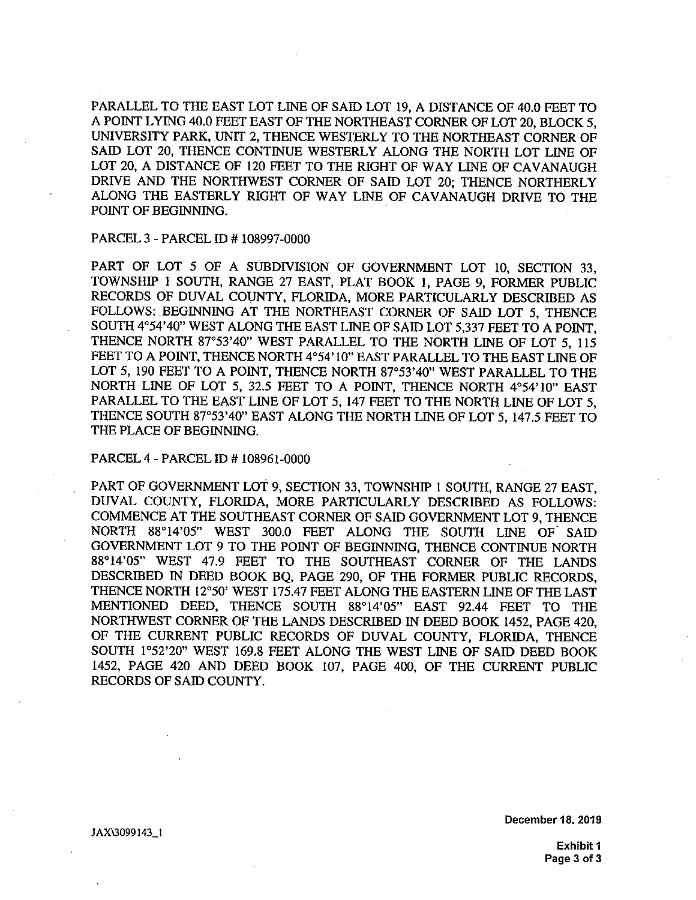PARALLEL TO THE EAST LOT LINE OF SAID LOT 19, A DISTANCE OF 40.0 FEET TO A POINT LYING 40.0 FEET EAST OF THE NORTHEAST CORNER OF LOT 20, BLOCK 5, UNIVERSITY PARK, UNIT 2, THENCE WESTERLY TO THE NORTHEAST CORNER OF SAID LOT 20, THENCE CONTINUE WESTERLY ALONG THE NORTH LOT LINE OF LOT 20, A DISTANCE OF 120 FEET TO THE RIGHT OF WAY LINE OF CAVANAUGH DRIVE AND THE NORTHWEST CORNER OF SAID LOT 20; THENCE NORTHERLY ALONG THE EASTERLY RIGHT OF WAY LINE OF CAVANAUGH DRIVE TO THE POINT OF BEGINNING.

PARCEL 3 - PARCEL ID # 108997-0000

PART OF LOT 5 OF A SUBDIVISION OF GOVERNMENT LOT 10, SECTION 33, TOWNSHIP 1 SOUTH, RANGE 27 EAST, PLAT BOOK 1, PAGE 9, FORMER PUBLIC RECORDS OF DUVAL COUNTY, FLORIDA, MORE PARTICULARLY DESCRIBED AS FOLLOWS: BEGINNING AT THE NORTHEAST CORNER OF SAID LOT 5, THENCE SOUTH 4°54'40" WEST ALONG THE EAST LINE OF SAID LOT 5,337 FEET TO A POINT, THENCE NORTH 87°53'40" WEST PARALLEL TO THE NORTH LINE OF LOT 5, 115 FEET TO A POINT, THENCE NORTH 4°54'10" EAST PARALLEL TO THE EAST LINE OF LOT 5, 190 FEET TO A POINT, THENCE NORTH 87°53'40" WEST PARALLEL TO THE NORTH LINE OF LOT 5, 32.5 FEET TO A POINT, THENCE NORTH 4°54'10" EAST PARALLEL TO THE EAST LINE OF LOT 5, 147 FEET TO THE NORTH LINE OF LOT 5, THENCE SOUTH 87°53'40" EAST ALONG THE NORTH LINE OF LOT 5, 147.5 FEET TO THE PLACE OF BEGINNING.

PARCEL 4 - PARCEL ID # 108961-0000

PART OF GOVERNMENT LOT 9, SECTION 33, TOWNSHIP 1 SOUTH, RANGE 27 EAST, DUVAL COUNTY, FLORIDA, MORE PARTICULARLY DESCRIBED AS FOLLOWS: COMMENCE AT THE SOUTHEAST CORNER OF SAID GOVERNMENT LOT 9, THENCE NORTH 88°14'05" WEST 300.0 FEET ALONG THE SOUTH LINE OF SAID GOVERNMENT LOT 9 TO THE POINT OF BEGINNING, THENCE CONTINUE NORTH 88°14'05" WEST 47.9 FEET TO THE SOUTHEAST CORNER OF THE LANDS DESCRIBED IN DEED BOOK BQ, PAGE 290, OF THE FORMER PUBLIC RECORDS, THENCE NORTH 12°50' WEST 175.47 FEET ALONG THE EASTERN LINE OF THE LAST MENTIONED DEED, THENCE SOUTH 88°14'05" EAST 92.44 FEET TO THE NORTHWEST CORNER OF THE LANDS DESCRIBED IN DEED BOOK 1452, PAGE 420, OF THE CURRENT PUBLIC RECORDS OF DUVAL COUNTY, FLORIDA, THENCE SOUTH 1°52'20" WEST 169.8 FEET ALONG THE WEST LINE OF SAID DEED BOOK 1452, PAGE 420 AND DEED BOOK 107, PAGE 400, OF THE CURRENT PUBLIC RECORDS OF SAID COUNTY.

JAX\3099143_1

**December 18. 2019**

**Exhibit 1**